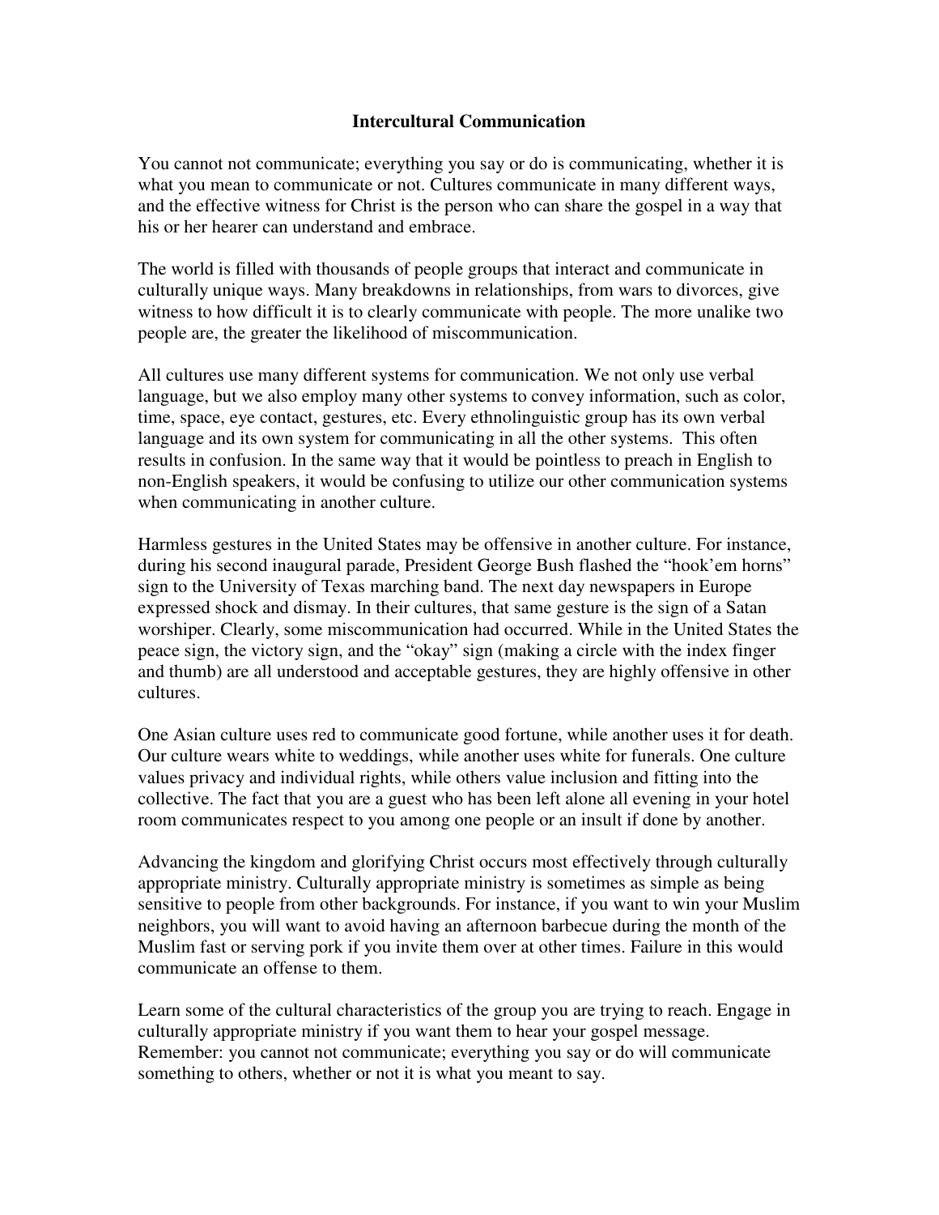# Intercultural Communication

You cannot not communicate; everything you say or do is communicating, whether it is what you mean to communicate or not. Cultures communicate in many different ways, and the effective witness for Christ is the person who can share the gospel in a way that his or her hearer can understand and embrace.

The world is filled with thousands of people groups that interact and communicate in culturally unique ways. Many breakdowns in relationships, from wars to divorces, give witness to how difficult it is to clearly communicate with people. The more unalike two people are, the greater the likelihood of miscommunication.

All cultures use many different systems for communication. We not only use verbal language, but we also employ many other systems to convey information, such as color, time, space, eye contact, gestures, etc. Every ethnolinguistic group has its own verbal language and its own system for communicating in all the other systems. This often results in confusion. In the same way that it would be pointless to preach in English to non-English speakers, it would be confusing to utilize our other communication systems when communicating in another culture.

Harmless gestures in the United States may be offensive in another culture. For instance, during his second inaugural parade, President George Bush flashed the "hook'em horns" sign to the University of Texas marching band. The next day newspapers in Europe expressed shock and dismay. In their cultures, that same gesture is the sign of a Satan worshiper. Clearly, some miscommunication had occurred. While in the United States the peace sign, the victory sign, and the "okay" sign (making a circle with the index finger and thumb) are all understood and acceptable gestures, they are highly offensive in other cultures.

One Asian culture uses red to communicate good fortune, while another uses it for death. Our culture wears white to weddings, while another uses white for funerals. One culture values privacy and individual rights, while others value inclusion and fitting into the collective. The fact that you are a guest who has been left alone all evening in your hotel room communicates respect to you among one people or an insult if done by another.

Advancing the kingdom and glorifying Christ occurs most effectively through culturally appropriate ministry. Culturally appropriate ministry is sometimes as simple as being sensitive to people from other backgrounds. For instance, if you want to win your Muslim neighbors, you will want to avoid having an afternoon barbecue during the month of the Muslim fast or serving pork if you invite them over at other times. Failure in this would communicate an offense to them.

Learn some of the cultural characteristics of the group you are trying to reach. Engage in culturally appropriate ministry if you want them to hear your gospel message. Remember: you cannot not communicate; everything you say or do will communicate something to others, whether or not it is what you meant to say.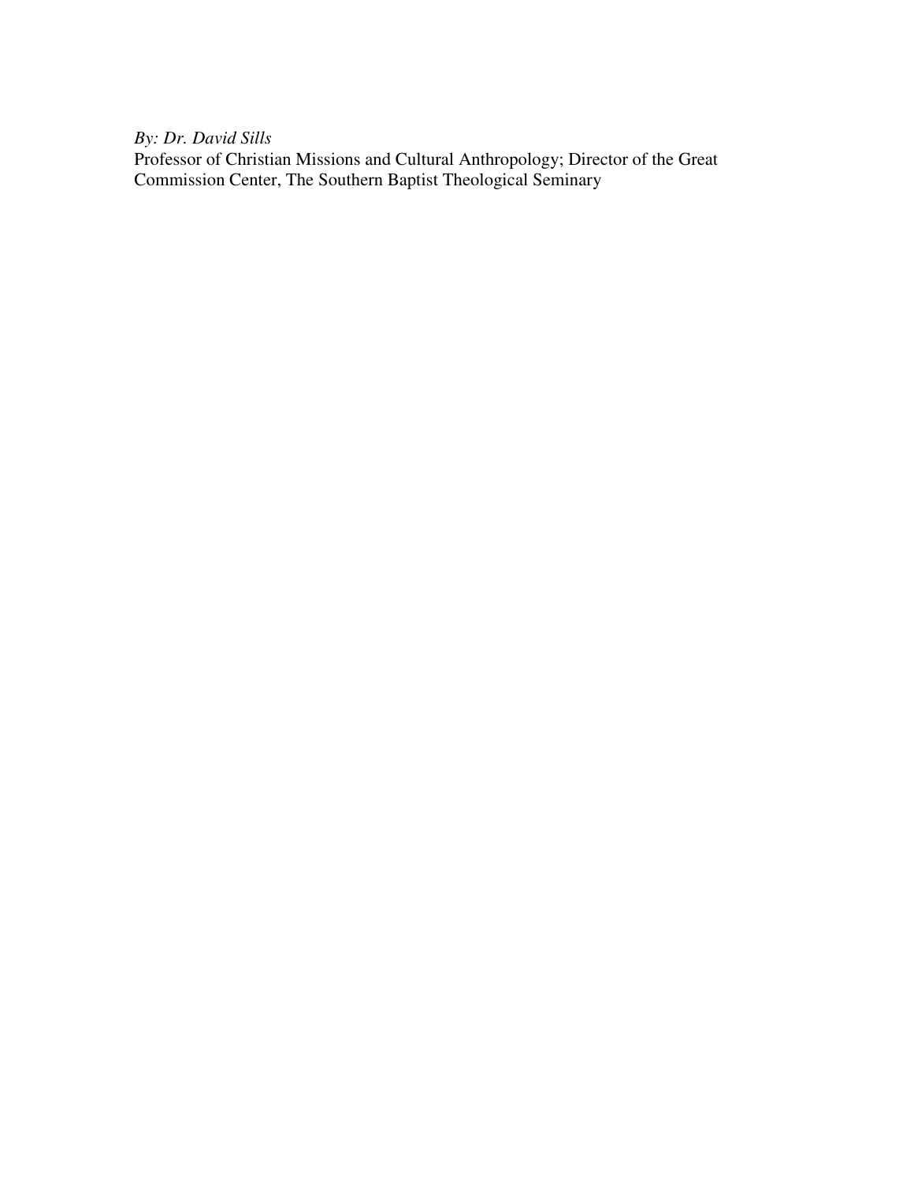*By: Dr. David Sills*
Professor of Christian Missions and Cultural Anthropology; Director of the Great Commission Center, The Southern Baptist Theological Seminary